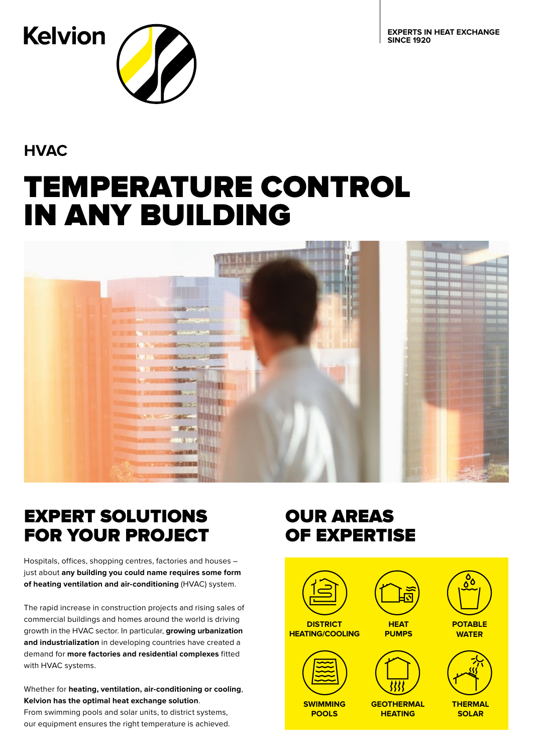Kelvion

EXPERTS IN HEAT EXCHANGE SINCE 1920

## HVAC

# TEMPERATURE CONTROL IN ANY BUILDING

## EXPERT SOLUTIONS FOR YOUR PROJECT

Hospitals, offices, shopping centres, factories and houses – just about **any building you could name requires some form of heating ventilation and air-conditioning** (HVAC) system.

The rapid increase in construction projects and rising sales of commercial buildings and homes around the world is driving growth in the HVAC sector. In particular, **growing urbanization and industrialization** in developing countries have created a demand for **more factories and residential complexes** fitted with HVAC systems.

Whether for **heating, ventilation, air-conditioning or cooling**, **Kelvion has the optimal heat exchange solution**.
From swimming pools and solar units, to district systems, our equipment ensures the right temperature is achieved.

## OUR AREAS OF EXPERTISE

- **DISTRICT HEATING/COOLING**
- **HEAT PUMPS**
- **POTABLE WATER**
- **SWIMMING POOLS**
- **GEOTHERMAL HEATING**
- **THERMAL SOLAR**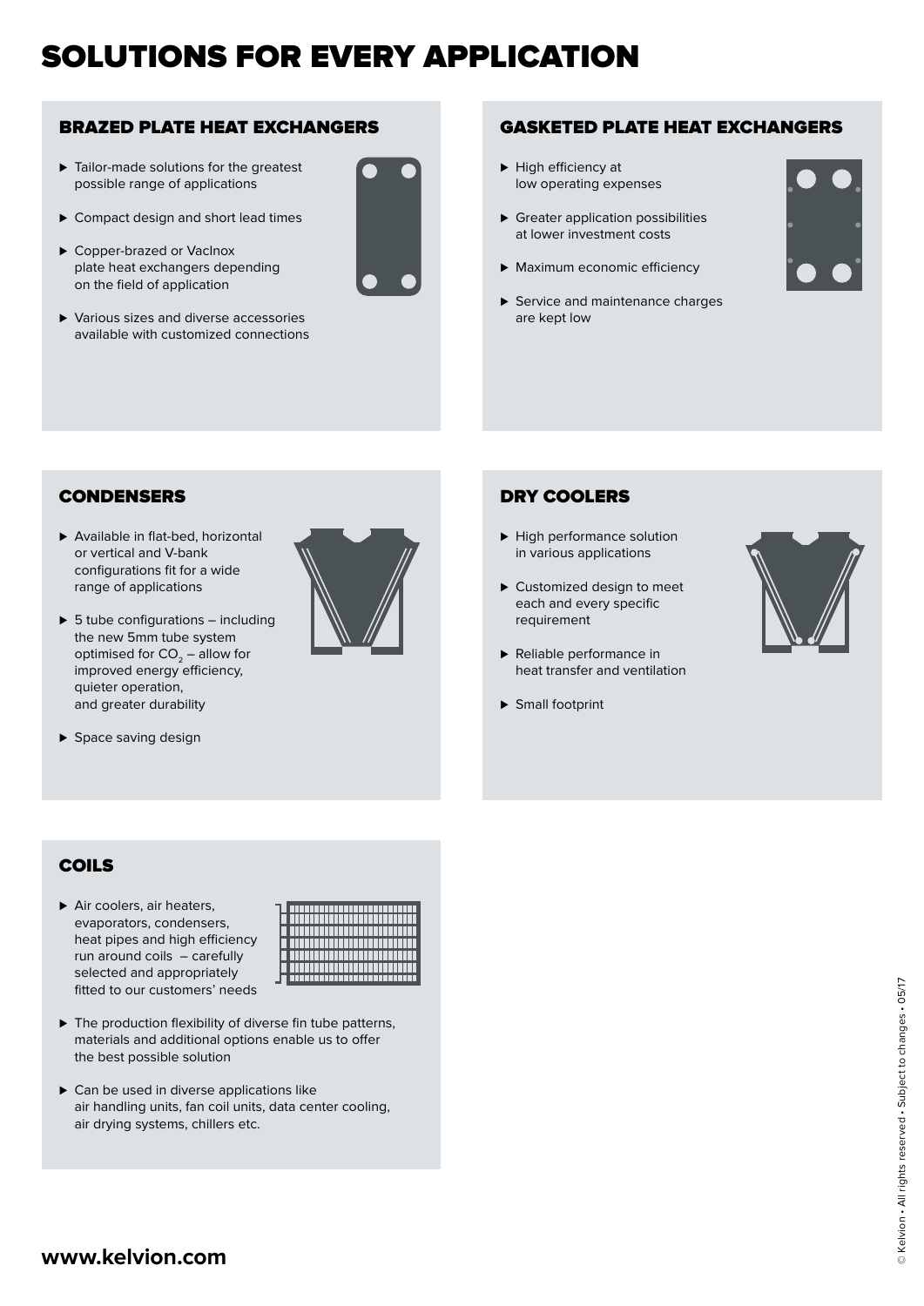# SOLUTIONS FOR EVERY APPLICATION

## BRAZED PLATE HEAT EXCHANGERS

- Tailor-made solutions for the greatest possible range of applications
- Compact design and short lead times
- Copper-brazed or VacInox plate heat exchangers depending on the field of application
- Various sizes and diverse accessories available with customized connections

## GASKETED PLATE HEAT EXCHANGERS

- High efficiency at low operating expenses
- Greater application possibilities at lower investment costs
- Maximum economic efficiency
- Service and maintenance charges are kept low

## CONDENSERS

- Available in flat-bed, horizontal or vertical and V-bank configurations fit for a wide range of applications
- 5 tube configurations – including the new 5mm tube system optimised for $CO_2$ – allow for improved energy efficiency, quieter operation, and greater durability
- Space saving design

## DRY COOLERS

- High performance solution in various applications
- Customized design to meet each and every specific requirement
- Reliable performance in heat transfer and ventilation
- Small footprint

## COILS

- Air coolers, air heaters, evaporators, condensers, heat pipes and high efficiency run around coils – carefully selected and appropriately fitted to our customers' needs
- The production flexibility of diverse fin tube patterns, materials and additional options enable us to offer the best possible solution
- Can be used in diverse applications like air handling units, fan coil units, data center cooling, air drying systems, chillers etc.

**www.kelvion.com**

© Kelvion • All rights reserved • Subject to changes • 05/17